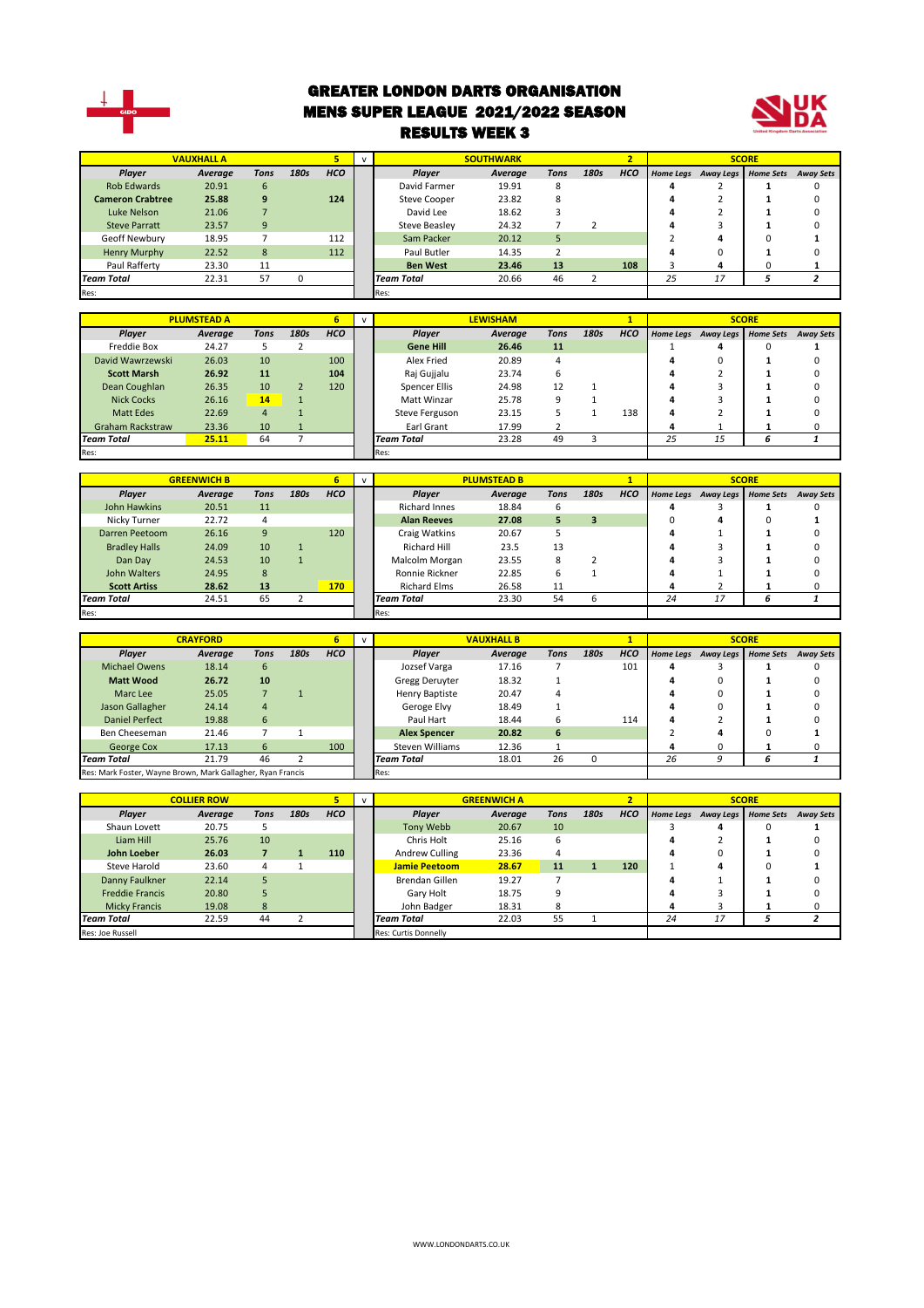# GREATER LONDON DARTS ORGANISATION
# MENS SUPER LEAGUE 2021/2022 SEASON
# RESULTS WEEK 3

| VAUXHALL A | | | | 5 | v | SOUTHWARK | | | | 2 | SCORE | | | |
|---|---|---|---|---|---|---|---|---|---|---|---|---|---|---|
| Player | Average | Tons | 180s | HCO | | Player | Average | Tons | 180s | HCO | Home Legs | Away Legs | Home Sets | Away Sets |
| Rob Edwards | 20.91 | 6 | | | | David Farmer | 19.91 | 8 | | | 4 | 2 | 1 | 0 |
| **Cameron Crabtree** | 25.88 | 9 | | 124 | | Steve Cooper | 23.82 | 8 | | | 4 | 2 | 1 | 0 |
| Luke Nelson | 21.06 | 7 | | | | David Lee | 18.62 | 3 | | | 4 | 2 | 1 | 0 |
| Steve Parratt | 23.57 | 9 | | | | Steve Beasley | 24.32 | 7 | 2 | | 4 | 3 | 1 | 0 |
| Geoff Newbury | 18.95 | 7 | | 112 | | Sam Packer | 20.12 | 5 | | | 2 | 4 | 0 | 1 |
| Henry Murphy | 22.52 | 8 | | 112 | | Paul Butler | 14.35 | 2 | | | 4 | 0 | 1 | 0 |
| Paul Rafferty | 23.30 | 11 | | | | **Ben West** | 23.46 | 13 | | 108 | 3 | 4 | 0 | 1 |
| *Team Total* | 22.31 | 57 | 0 | | | *Team Total* | 20.66 | 46 | 2 | | 25 | 17 | 5 | 2 |
| Res: | | | | | | Res: | | | | | | | | |

| PLUMSTEAD A | | | | 6 | v | LEWISHAM | | | | 1 | SCORE | | | |
|---|---|---|---|---|---|---|---|---|---|---|---|---|---|---|
| Player | Average | Tons | 180s | HCO | | Player | Average | Tons | 180s | HCO | Home Legs | Away Legs | Home Sets | Away Sets |
| Freddie Box | 24.27 | 5 | 2 | | | **Gene Hill** | 26.46 | 11 | | | 1 | 4 | 0 | 1 |
| David Wawrzewski | 26.03 | 10 | | 100 | | Alex Fried | 20.89 | 4 | | | 4 | 0 | 1 | 0 |
| **Scott Marsh** | 26.92 | 11 | | 104 | | Raj Gujjalu | 23.74 | 6 | | | 4 | 2 | 1 | 0 |
| Dean Coughlan | 26.35 | 10 | 2 | 120 | | Spencer Ellis | 24.98 | 12 | 1 | | 4 | 3 | 1 | 0 |
| Nick Cocks | 26.16 | 14 | 1 | | | Matt Winzar | 25.78 | 9 | 1 | | 4 | 3 | 1 | 0 |
| Matt Edes | 22.69 | 4 | 1 | | | Steve Ferguson | 23.15 | 5 | 1 | 138 | 4 | 2 | 1 | 0 |
| Graham Rackstraw | 23.36 | 10 | 1 | | | Earl Grant | 17.99 | 2 | | | 4 | 1 | 1 | 0 |
| *Team Total* | 25.11 | 64 | 7 | | | *Team Total* | 23.28 | 49 | 3 | | 25 | 15 | 6 | 1 |
| Res: | | | | | | Res: | | | | | | | | |

| GREENWICH B | | | | 6 | v | PLUMSTEAD B | | | | 1 | SCORE | | | |
|---|---|---|---|---|---|---|---|---|---|---|---|---|---|---|
| Player | Average | Tons | 180s | HCO | | Player | Average | Tons | 180s | HCO | Home Legs | Away Legs | Home Sets | Away Sets |
| John Hawkins | 20.51 | 11 | | | | Richard Innes | 18.84 | 6 | | | 4 | 3 | 1 | 0 |
| Nicky Turner | 22.72 | 4 | | | | **Alan Reeves** | 27.08 | 5 | 3 | | 0 | 4 | 0 | 1 |
| Darren Peetoom | 26.16 | 9 | | 120 | | Craig Watkins | 20.67 | 5 | | | 4 | 1 | 1 | 0 |
| Bradley Halls | 24.09 | 10 | 1 | | | Richard Hill | 23.5 | 13 | | | 4 | 3 | 1 | 0 |
| Dan Day | 24.53 | 10 | 1 | | | Malcolm Morgan | 23.55 | 8 | 2 | | 4 | 3 | 1 | 0 |
| John Walters | 24.95 | 8 | | | | Ronnie Rickner | 22.85 | 6 | 1 | | 4 | 1 | 1 | 0 |
| **Scott Artiss** | 28.62 | 13 | | 170 | | Richard Elms | 26.58 | 11 | | | 4 | 2 | 1 | 0 |
| *Team Total* | 24.51 | 65 | 2 | | | *Team Total* | 23.30 | 54 | 6 | | 24 | 17 | 6 | 1 |
| Res: | | | | | | Res: | | | | | | | | |

| CRAYFORD | | | | 6 | v | VAUXHALL B | | | | 1 | SCORE | | | |
|---|---|---|---|---|---|---|---|---|---|---|---|---|---|---|
| Player | Average | Tons | 180s | HCO | | Player | Average | Tons | 180s | HCO | Home Legs | Away Legs | Home Sets | Away Sets |
| Michael Owens | 18.14 | 6 | | | | Jozsef Varga | 17.16 | 7 | | 101 | 4 | 3 | 1 | 0 |
| **Matt Wood** | 26.72 | 10 | | | | Gregg Deruyter | 18.32 | 1 | | | 4 | 0 | 1 | 0 |
| Marc Lee | 25.05 | 7 | 1 | | | Henry Baptiste | 20.47 | 4 | | | 4 | 0 | 1 | 0 |
| Jason Gallagher | 24.14 | 4 | | | | Geroge Elvy | 18.49 | 1 | | | 4 | 0 | 1 | 0 |
| Daniel Perfect | 19.88 | 6 | | | | Paul Hart | 18.44 | 6 | | 114 | 4 | 2 | 1 | 0 |
| Ben Cheeseman | 21.46 | 7 | 1 | | | **Alex Spencer** | 20.82 | 6 | | | 2 | 4 | 0 | 1 |
| George Cox | 17.13 | 6 | | 100 | | Steven Williams | 12.36 | 1 | | | 4 | 0 | 1 | 0 |
| *Team Total* | 21.79 | 46 | 2 | | | *Team Total* | 18.01 | 26 | 0 | | 26 | 9 | 6 | 1 |
| Res: Mark Foster, Wayne Brown, Mark Gallagher, Ryan Francis | | | | | | Res: | | | | | | | | |

| COLLIER ROW | | | | 5 | v | GREENWICH A | | | | 2 | SCORE | | | |
|---|---|---|---|---|---|---|---|---|---|---|---|---|---|---|
| Player | Average | Tons | 180s | HCO | | Player | Average | Tons | 180s | HCO | Home Legs | Away Legs | Home Sets | Away Sets |
| Shaun Lovett | 20.75 | 5 | | | | Tony Webb | 20.67 | 10 | | | 3 | 4 | 0 | 1 |
| Liam Hill | 25.76 | 10 | | | | Chris Holt | 25.16 | 6 | | | 4 | 2 | 1 | 0 |
| **John Loeber** | 26.03 | 7 | 1 | 110 | | Andrew Culling | 23.36 | 4 | | | 4 | 0 | 1 | 0 |
| Steve Harold | 23.60 | 4 | 1 | | | **Jamie Peetoom** | 28.67 | 11 | 1 | 120 | 1 | 4 | 0 | 1 |
| Danny Faulkner | 22.14 | 5 | | | | Brendan Gillen | 19.27 | 7 | | | 4 | 1 | 1 | 0 |
| Freddie Francis | 20.80 | 5 | | | | Gary Holt | 18.75 | 9 | | | 4 | 3 | 1 | 0 |
| Micky Francis | 19.08 | 8 | | | | John Badger | 18.31 | 8 | | | 4 | 3 | 1 | 0 |
| *Team Total* | 22.59 | 44 | 2 | | | *Team Total* | 22.03 | 55 | 1 | | 24 | 17 | 5 | 2 |
| Res: Joe Russell | | | | | | Res: Curtis Donnelly | | | | | | | | |

WWW.LONDONDARTS.CO.UK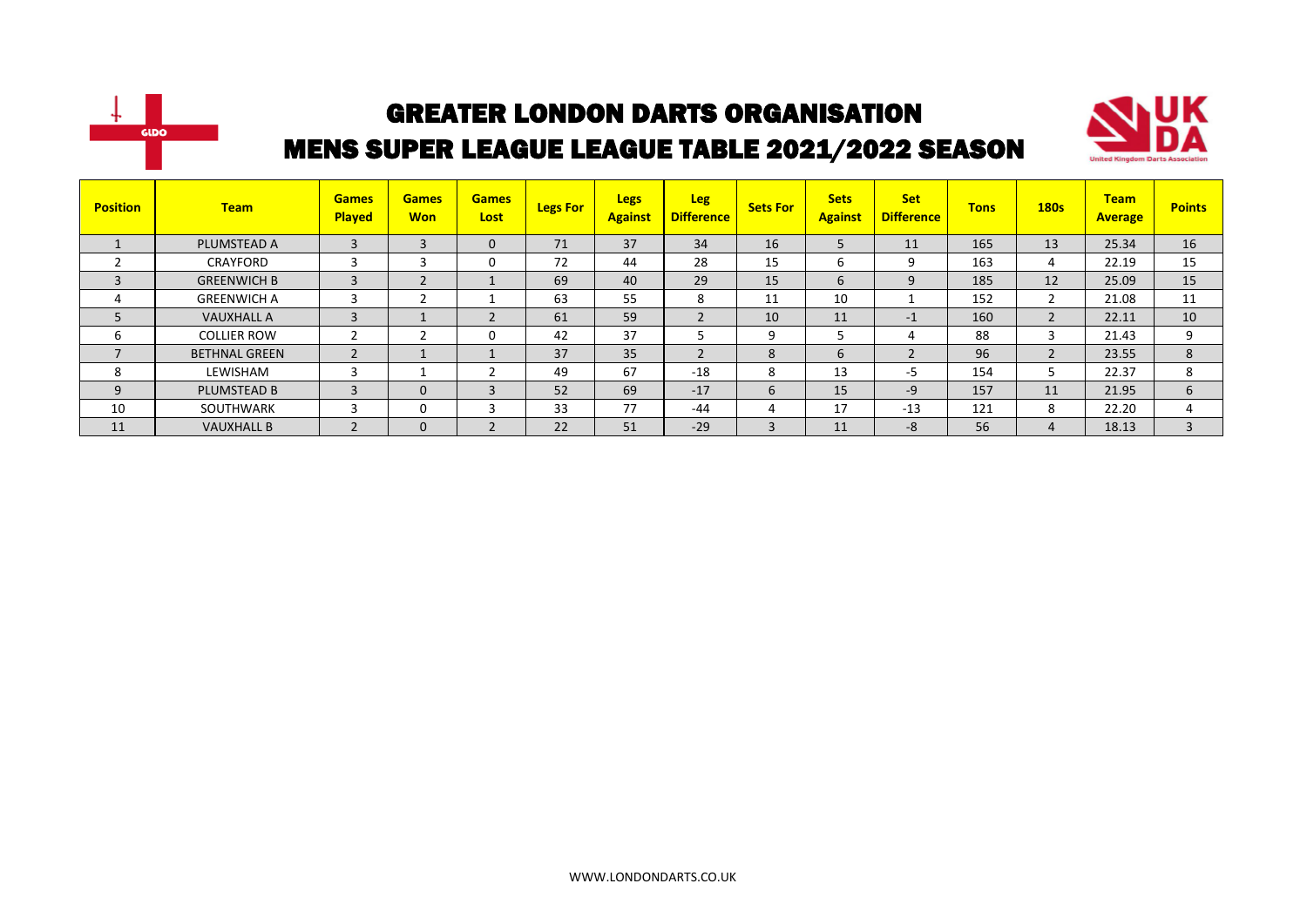# GREATER LONDON DARTS ORGANISATION

## MENS SUPER LEAGUE LEAGUE TABLE 2021/2022 SEASON

| Position | Team | Games Played | Games Won | Games Lost | Legs For | Legs Against | Leg Difference | Sets For | Sets Against | Set Difference | Tons | 180s | Team Average | Points |
|---|---|---|---|---|---|---|---|---|---|---|---|---|---|---|
| 1 | PLUMSTEAD A | 3 | 3 | 0 | 71 | 37 | 34 | 16 | 5 | 11 | 165 | 13 | 25.34 | 16 |
| 2 | CRAYFORD | 3 | 3 | 0 | 72 | 44 | 28 | 15 | 6 | 9 | 163 | 4 | 22.19 | 15 |
| 3 | GREENWICH B | 3 | 2 | 1 | 69 | 40 | 29 | 15 | 6 | 9 | 185 | 12 | 25.09 | 15 |
| 4 | GREENWICH A | 3 | 2 | 1 | 63 | 55 | 8 | 11 | 10 | 1 | 152 | 2 | 21.08 | 11 |
| 5 | VAUXHALL A | 3 | 1 | 2 | 61 | 59 | 2 | 10 | 11 | -1 | 160 | 2 | 22.11 | 10 |
| 6 | COLLIER ROW | 2 | 2 | 0 | 42 | 37 | 5 | 9 | 5 | 4 | 88 | 3 | 21.43 | 9 |
| 7 | BETHNAL GREEN | 2 | 1 | 1 | 37 | 35 | 2 | 8 | 6 | 2 | 96 | 2 | 23.55 | 8 |
| 8 | LEWISHAM | 3 | 1 | 2 | 49 | 67 | -18 | 8 | 13 | -5 | 154 | 5 | 22.37 | 8 |
| 9 | PLUMSTEAD B | 3 | 0 | 3 | 52 | 69 | -17 | 6 | 15 | -9 | 157 | 11 | 21.95 | 6 |
| 10 | SOUTHWARK | 3 | 0 | 3 | 33 | 77 | -44 | 4 | 17 | -13 | 121 | 8 | 22.20 | 4 |
| 11 | VAUXHALL B | 2 | 0 | 2 | 22 | 51 | -29 | 3 | 11 | -8 | 56 | 4 | 18.13 | 3 |

WWW.LONDONDARTS.CO.UK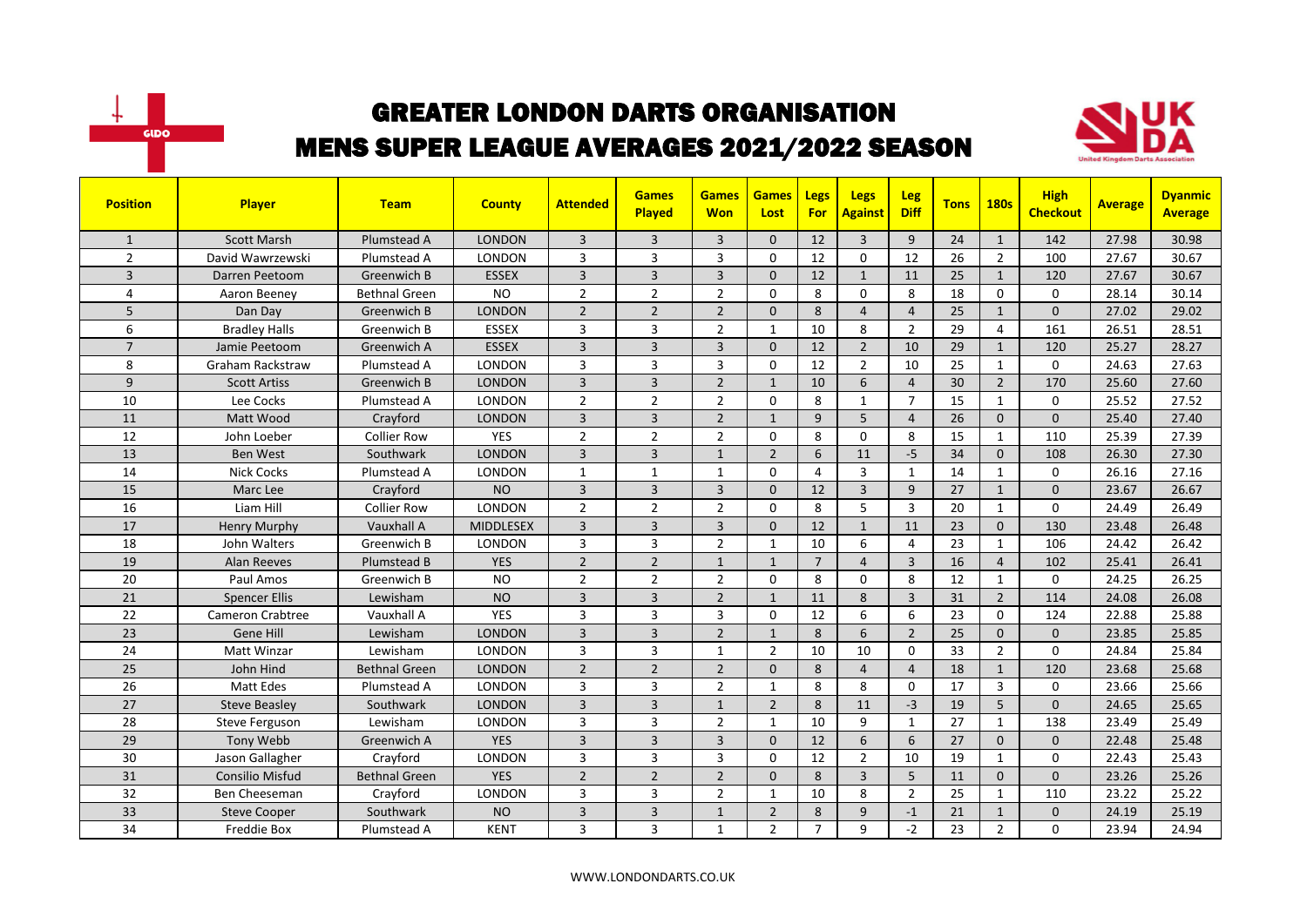# GREATER LONDON DARTS ORGANISATION
## MENS SUPER LEAGUE AVERAGES 2021/2022 SEASON

| Position | Player | Team | County | Attended | Games Played | Games Won | Games Lost | Legs For | Legs Against | Leg Diff | Tons | 180s | High Checkout | Average | Dyanmic Average |
|---|---|---|---|---|---|---|---|---|---|---|---|---|---|---|---|
| 1 | Scott Marsh | Plumstead A | LONDON | 3 | 3 | 3 | 0 | 12 | 3 | 9 | 24 | 1 | 142 | 27.98 | 30.98 |
| 2 | David Wawrzewski | Plumstead A | LONDON | 3 | 3 | 3 | 0 | 12 | 0 | 12 | 26 | 2 | 100 | 27.67 | 30.67 |
| 3 | Darren Peetoom | Greenwich B | ESSEX | 3 | 3 | 3 | 0 | 12 | 1 | 11 | 25 | 1 | 120 | 27.67 | 30.67 |
| 4 | Aaron Beeney | Bethnal Green | NO | 2 | 2 | 2 | 0 | 8 | 0 | 8 | 18 | 0 | 0 | 28.14 | 30.14 |
| 5 | Dan Day | Greenwich B | LONDON | 2 | 2 | 2 | 0 | 8 | 4 | 4 | 25 | 1 | 0 | 27.02 | 29.02 |
| 6 | Bradley Halls | Greenwich B | ESSEX | 3 | 3 | 2 | 1 | 10 | 8 | 2 | 29 | 4 | 161 | 26.51 | 28.51 |
| 7 | Jamie Peetoom | Greenwich A | ESSEX | 3 | 3 | 3 | 0 | 12 | 2 | 10 | 29 | 1 | 120 | 25.27 | 28.27 |
| 8 | Graham Rackstraw | Plumstead A | LONDON | 3 | 3 | 3 | 0 | 12 | 2 | 10 | 25 | 1 | 0 | 24.63 | 27.63 |
| 9 | Scott Artiss | Greenwich B | LONDON | 3 | 3 | 2 | 1 | 10 | 6 | 4 | 30 | 2 | 170 | 25.60 | 27.60 |
| 10 | Lee Cocks | Plumstead A | LONDON | 2 | 2 | 2 | 0 | 8 | 1 | 7 | 15 | 1 | 0 | 25.52 | 27.52 |
| 11 | Matt Wood | Crayford | LONDON | 3 | 3 | 2 | 1 | 9 | 5 | 4 | 26 | 0 | 0 | 25.40 | 27.40 |
| 12 | John Loeber | Collier Row | YES | 2 | 2 | 2 | 0 | 8 | 0 | 8 | 15 | 1 | 110 | 25.39 | 27.39 |
| 13 | Ben West | Southwark | LONDON | 3 | 3 | 1 | 2 | 6 | 11 | -5 | 34 | 0 | 108 | 26.30 | 27.30 |
| 14 | Nick Cocks | Plumstead A | LONDON | 1 | 1 | 1 | 0 | 4 | 3 | 1 | 14 | 1 | 0 | 26.16 | 27.16 |
| 15 | Marc Lee | Crayford | NO | 3 | 3 | 3 | 0 | 12 | 3 | 9 | 27 | 1 | 0 | 23.67 | 26.67 |
| 16 | Liam Hill | Collier Row | LONDON | 2 | 2 | 2 | 0 | 8 | 5 | 3 | 20 | 1 | 0 | 24.49 | 26.49 |
| 17 | Henry Murphy | Vauxhall A | MIDDLESEX | 3 | 3 | 3 | 0 | 12 | 1 | 11 | 23 | 0 | 130 | 23.48 | 26.48 |
| 18 | John Walters | Greenwich B | LONDON | 3 | 3 | 2 | 1 | 10 | 6 | 4 | 23 | 1 | 106 | 24.42 | 26.42 |
| 19 | Alan Reeves | Plumstead B | YES | 2 | 2 | 1 | 1 | 7 | 4 | 3 | 16 | 4 | 102 | 25.41 | 26.41 |
| 20 | Paul Amos | Greenwich B | NO | 2 | 2 | 2 | 0 | 8 | 0 | 8 | 12 | 1 | 0 | 24.25 | 26.25 |
| 21 | Spencer Ellis | Lewisham | NO | 3 | 3 | 2 | 1 | 11 | 8 | 3 | 31 | 2 | 114 | 24.08 | 26.08 |
| 22 | Cameron Crabtree | Vauxhall A | YES | 3 | 3 | 3 | 0 | 12 | 6 | 6 | 23 | 0 | 124 | 22.88 | 25.88 |
| 23 | Gene Hill | Lewisham | LONDON | 3 | 3 | 2 | 1 | 8 | 6 | 2 | 25 | 0 | 0 | 23.85 | 25.85 |
| 24 | Matt Winzar | Lewisham | LONDON | 3 | 3 | 1 | 2 | 10 | 10 | 0 | 33 | 2 | 0 | 24.84 | 25.84 |
| 25 | John Hind | Bethnal Green | LONDON | 2 | 2 | 2 | 0 | 8 | 4 | 4 | 18 | 1 | 120 | 23.68 | 25.68 |
| 26 | Matt Edes | Plumstead A | LONDON | 3 | 3 | 2 | 1 | 8 | 8 | 0 | 17 | 3 | 0 | 23.66 | 25.66 |
| 27 | Steve Beasley | Southwark | LONDON | 3 | 3 | 1 | 2 | 8 | 11 | -3 | 19 | 5 | 0 | 24.65 | 25.65 |
| 28 | Steve Ferguson | Lewisham | LONDON | 3 | 3 | 2 | 1 | 10 | 9 | 1 | 27 | 1 | 138 | 23.49 | 25.49 |
| 29 | Tony Webb | Greenwich A | YES | 3 | 3 | 3 | 0 | 12 | 6 | 6 | 27 | 0 | 0 | 22.48 | 25.48 |
| 30 | Jason Gallagher | Crayford | LONDON | 3 | 3 | 3 | 0 | 12 | 2 | 10 | 19 | 1 | 0 | 22.43 | 25.43 |
| 31 | Consilio Misfud | Bethnal Green | YES | 2 | 2 | 2 | 0 | 8 | 3 | 5 | 11 | 0 | 0 | 23.26 | 25.26 |
| 32 | Ben Cheeseman | Crayford | LONDON | 3 | 3 | 2 | 1 | 10 | 8 | 2 | 25 | 1 | 110 | 23.22 | 25.22 |
| 33 | Steve Cooper | Southwark | NO | 3 | 3 | 1 | 2 | 8 | 9 | -1 | 21 | 1 | 0 | 24.19 | 25.19 |
| 34 | Freddie Box | Plumstead A | KENT | 3 | 3 | 1 | 2 | 7 | 9 | -2 | 23 | 2 | 0 | 23.94 | 24.94 |

WWW.LONDONDARTS.CO.UK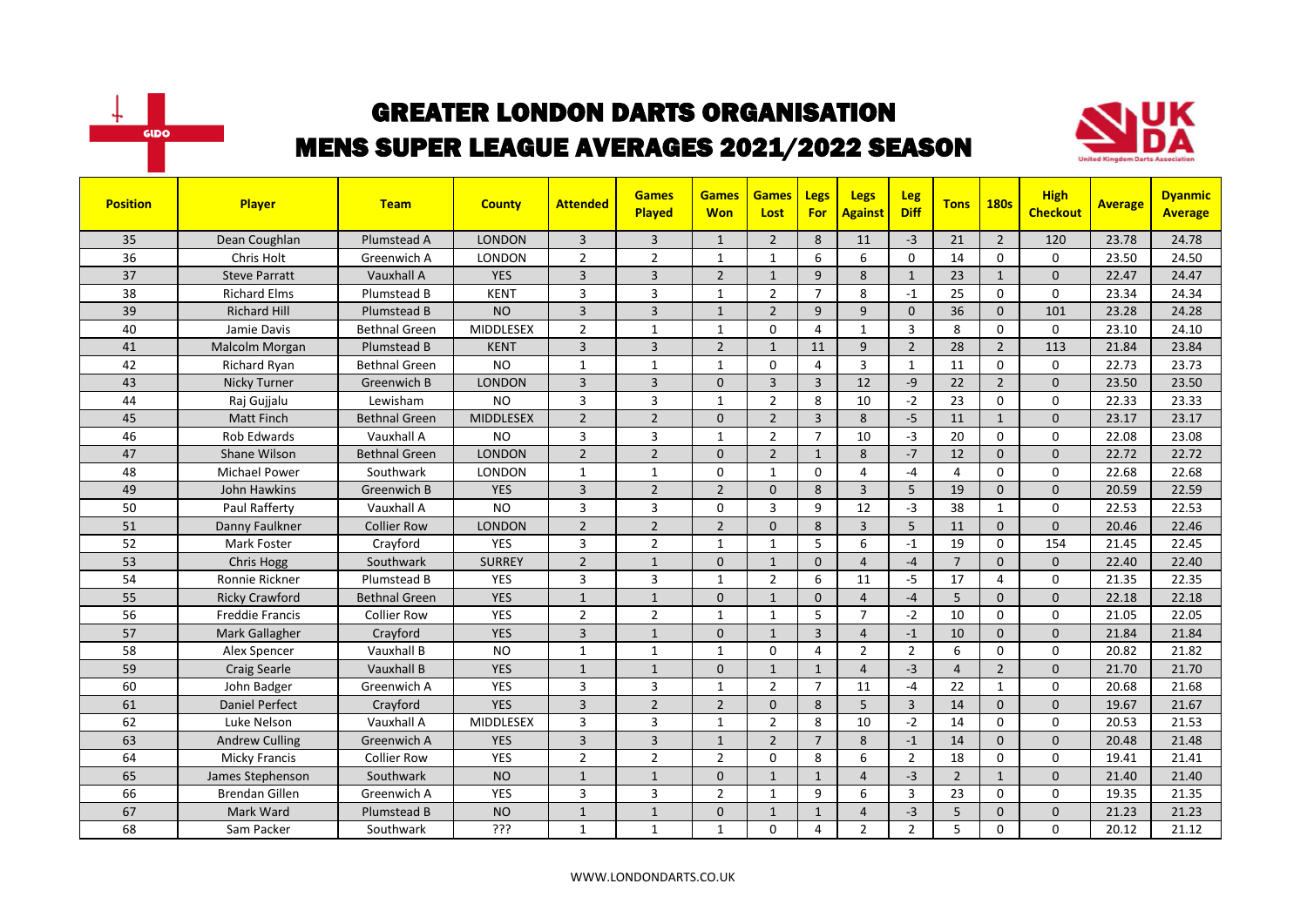# GREATER LONDON DARTS ORGANISATION
## MENS SUPER LEAGUE AVERAGES 2021/2022 SEASON

| Position | Player | Team | County | Attended | Games Played | Games Won | Games Lost | Legs For | Legs Against | Leg Diff | Tons | 180s | High Checkout | Average | Dyanmic Average |
|---|---|---|---|---|---|---|---|---|---|---|---|---|---|---|---|
| 35 | Dean Coughlan | Plumstead A | LONDON | 3 | 3 | 1 | 2 | 8 | 11 | -3 | 21 | 2 | 120 | 23.78 | 24.78 |
| 36 | Chris Holt | Greenwich A | LONDON | 2 | 2 | 1 | 1 | 6 | 6 | 0 | 14 | 0 | 0 | 23.50 | 24.50 |
| 37 | Steve Parratt | Vauxhall A | YES | 3 | 3 | 2 | 1 | 9 | 8 | 1 | 23 | 1 | 0 | 22.47 | 24.47 |
| 38 | Richard Elms | Plumstead B | KENT | 3 | 3 | 1 | 2 | 7 | 8 | -1 | 25 | 0 | 0 | 23.34 | 24.34 |
| 39 | Richard Hill | Plumstead B | NO | 3 | 3 | 1 | 2 | 9 | 9 | 0 | 36 | 0 | 101 | 23.28 | 24.28 |
| 40 | Jamie Davis | Bethnal Green | MIDDLESEX | 2 | 1 | 1 | 0 | 4 | 1 | 3 | 8 | 0 | 0 | 23.10 | 24.10 |
| 41 | Malcolm Morgan | Plumstead B | KENT | 3 | 3 | 2 | 1 | 11 | 9 | 2 | 28 | 2 | 113 | 21.84 | 23.84 |
| 42 | Richard Ryan | Bethnal Green | NO | 1 | 1 | 1 | 0 | 4 | 3 | 1 | 11 | 0 | 0 | 22.73 | 23.73 |
| 43 | Nicky Turner | Greenwich B | LONDON | 3 | 3 | 0 | 3 | 3 | 12 | -9 | 22 | 2 | 0 | 23.50 | 23.50 |
| 44 | Raj Gujjalu | Lewisham | NO | 3 | 3 | 1 | 2 | 8 | 10 | -2 | 23 | 0 | 0 | 22.33 | 23.33 |
| 45 | Matt Finch | Bethnal Green | MIDDLESEX | 2 | 2 | 0 | 2 | 3 | 8 | -5 | 11 | 1 | 0 | 23.17 | 23.17 |
| 46 | Rob Edwards | Vauxhall A | NO | 3 | 3 | 1 | 2 | 7 | 10 | -3 | 20 | 0 | 0 | 22.08 | 23.08 |
| 47 | Shane Wilson | Bethnal Green | LONDON | 2 | 2 | 0 | 2 | 1 | 8 | -7 | 12 | 0 | 0 | 22.72 | 22.72 |
| 48 | Michael Power | Southwark | LONDON | 1 | 1 | 0 | 1 | 0 | 4 | -4 | 4 | 0 | 0 | 22.68 | 22.68 |
| 49 | John Hawkins | Greenwich B | YES | 3 | 2 | 2 | 0 | 8 | 3 | 5 | 19 | 0 | 0 | 20.59 | 22.59 |
| 50 | Paul Rafferty | Vauxhall A | NO | 3 | 3 | 0 | 3 | 9 | 12 | -3 | 38 | 1 | 0 | 22.53 | 22.53 |
| 51 | Danny Faulkner | Collier Row | LONDON | 2 | 2 | 2 | 0 | 8 | 3 | 5 | 11 | 0 | 0 | 20.46 | 22.46 |
| 52 | Mark Foster | Crayford | YES | 3 | 2 | 1 | 1 | 5 | 6 | -1 | 19 | 0 | 154 | 21.45 | 22.45 |
| 53 | Chris Hogg | Southwark | SURREY | 2 | 1 | 0 | 1 | 0 | 4 | -4 | 7 | 0 | 0 | 22.40 | 22.40 |
| 54 | Ronnie Rickner | Plumstead B | YES | 3 | 3 | 1 | 2 | 6 | 11 | -5 | 17 | 4 | 0 | 21.35 | 22.35 |
| 55 | Ricky Crawford | Bethnal Green | YES | 1 | 1 | 0 | 1 | 0 | 4 | -4 | 5 | 0 | 0 | 22.18 | 22.18 |
| 56 | Freddie Francis | Collier Row | YES | 2 | 2 | 1 | 1 | 5 | 7 | -2 | 10 | 0 | 0 | 21.05 | 22.05 |
| 57 | Mark Gallagher | Crayford | YES | 3 | 1 | 0 | 1 | 3 | 4 | -1 | 10 | 0 | 0 | 21.84 | 21.84 |
| 58 | Alex Spencer | Vauxhall B | NO | 1 | 1 | 1 | 0 | 4 | 2 | 2 | 6 | 0 | 0 | 20.82 | 21.82 |
| 59 | Craig Searle | Vauxhall B | YES | 1 | 1 | 0 | 1 | 1 | 4 | -3 | 4 | 2 | 0 | 21.70 | 21.70 |
| 60 | John Badger | Greenwich A | YES | 3 | 3 | 1 | 2 | 7 | 11 | -4 | 22 | 1 | 0 | 20.68 | 21.68 |
| 61 | Daniel Perfect | Crayford | YES | 3 | 2 | 2 | 0 | 8 | 5 | 3 | 14 | 0 | 0 | 19.67 | 21.67 |
| 62 | Luke Nelson | Vauxhall A | MIDDLESEX | 3 | 3 | 1 | 2 | 8 | 10 | -2 | 14 | 0 | 0 | 20.53 | 21.53 |
| 63 | Andrew Culling | Greenwich A | YES | 3 | 3 | 1 | 2 | 7 | 8 | -1 | 14 | 0 | 0 | 20.48 | 21.48 |
| 64 | Micky Francis | Collier Row | YES | 2 | 2 | 2 | 0 | 8 | 6 | 2 | 18 | 0 | 0 | 19.41 | 21.41 |
| 65 | James Stephenson | Southwark | NO | 1 | 1 | 0 | 1 | 1 | 4 | -3 | 2 | 1 | 0 | 21.40 | 21.40 |
| 66 | Brendan Gillen | Greenwich A | YES | 3 | 3 | 2 | 1 | 9 | 6 | 3 | 23 | 0 | 0 | 19.35 | 21.35 |
| 67 | Mark Ward | Plumstead B | NO | 1 | 1 | 0 | 1 | 1 | 4 | -3 | 5 | 0 | 0 | 21.23 | 21.23 |
| 68 | Sam Packer | Southwark | ??? | 1 | 1 | 1 | 0 | 4 | 2 | 2 | 5 | 0 | 0 | 20.12 | 21.12 |

WWW.LONDONDARTS.CO.UK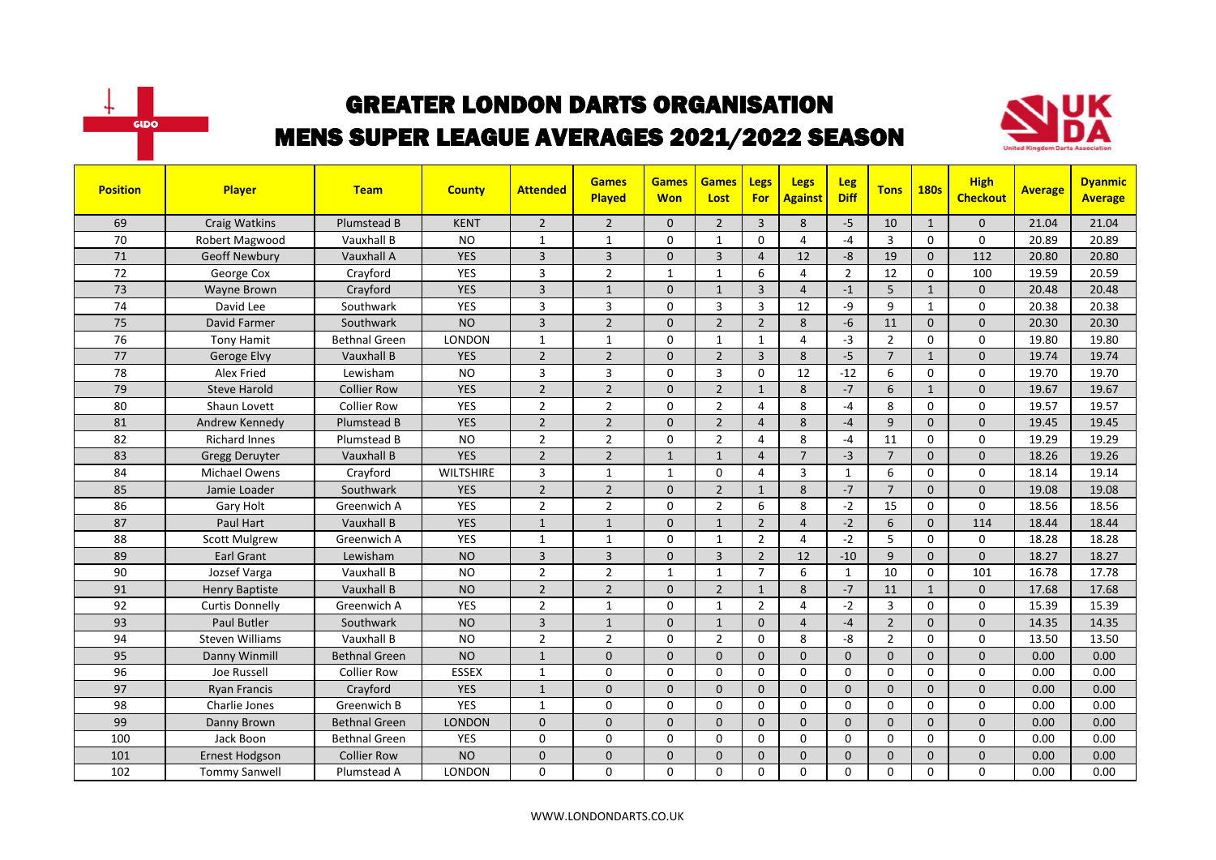# GREATER LONDON DARTS ORGANISATION
## MENS SUPER LEAGUE AVERAGES 2021/2022 SEASON

| Position | Player | Team | County | Attended | Games Played | Games Won | Games Lost | Legs For | Legs Against | Leg Diff | Tons | 180s | High Checkout | Average | Dyanmic Average |
|---|---|---|---|---|---|---|---|---|---|---|---|---|---|---|---|
| 69 | Craig Watkins | Plumstead B | KENT | 2 | 2 | 0 | 2 | 3 | 8 | -5 | 10 | 1 | 0 | 21.04 | 21.04 |
| 70 | Robert Magwood | Vauxhall B | NO | 1 | 1 | 0 | 1 | 0 | 4 | -4 | 3 | 0 | 0 | 20.89 | 20.89 |
| 71 | Geoff Newbury | Vauxhall A | YES | 3 | 3 | 0 | 3 | 4 | 12 | -8 | 19 | 0 | 112 | 20.80 | 20.80 |
| 72 | George Cox | Crayford | YES | 3 | 2 | 1 | 1 | 6 | 4 | 2 | 12 | 0 | 100 | 19.59 | 20.59 |
| 73 | Wayne Brown | Crayford | YES | 3 | 1 | 0 | 1 | 3 | 4 | -1 | 5 | 1 | 0 | 20.48 | 20.48 |
| 74 | David Lee | Southwark | YES | 3 | 3 | 0 | 3 | 3 | 12 | -9 | 9 | 1 | 0 | 20.38 | 20.38 |
| 75 | David Farmer | Southwark | NO | 3 | 2 | 0 | 2 | 2 | 8 | -6 | 11 | 0 | 0 | 20.30 | 20.30 |
| 76 | Tony Hamit | Bethnal Green | LONDON | 1 | 1 | 0 | 1 | 1 | 4 | -3 | 2 | 0 | 0 | 19.80 | 19.80 |
| 77 | Geroge Elvy | Vauxhall B | YES | 2 | 2 | 0 | 2 | 3 | 8 | -5 | 7 | 1 | 0 | 19.74 | 19.74 |
| 78 | Alex Fried | Lewisham | NO | 3 | 3 | 0 | 3 | 0 | 12 | -12 | 6 | 0 | 0 | 19.70 | 19.70 |
| 79 | Steve Harold | Collier Row | YES | 2 | 2 | 0 | 2 | 1 | 8 | -7 | 6 | 1 | 0 | 19.67 | 19.67 |
| 80 | Shaun Lovett | Collier Row | YES | 2 | 2 | 0 | 2 | 4 | 8 | -4 | 8 | 0 | 0 | 19.57 | 19.57 |
| 81 | Andrew Kennedy | Plumstead B | YES | 2 | 2 | 0 | 2 | 4 | 8 | -4 | 9 | 0 | 0 | 19.45 | 19.45 |
| 82 | Richard Innes | Plumstead B | NO | 2 | 2 | 0 | 2 | 4 | 8 | -4 | 11 | 0 | 0 | 19.29 | 19.29 |
| 83 | Gregg Deruyter | Vauxhall B | YES | 2 | 2 | 1 | 1 | 4 | 7 | -3 | 7 | 0 | 0 | 18.26 | 19.26 |
| 84 | Michael Owens | Crayford | WILTSHIRE | 3 | 1 | 1 | 0 | 4 | 3 | 1 | 6 | 0 | 0 | 18.14 | 19.14 |
| 85 | Jamie Loader | Southwark | YES | 2 | 2 | 0 | 2 | 1 | 8 | -7 | 7 | 0 | 0 | 19.08 | 19.08 |
| 86 | Gary Holt | Greenwich A | YES | 2 | 2 | 0 | 2 | 6 | 8 | -2 | 15 | 0 | 0 | 18.56 | 18.56 |
| 87 | Paul Hart | Vauxhall B | YES | 1 | 1 | 0 | 1 | 2 | 4 | -2 | 6 | 0 | 114 | 18.44 | 18.44 |
| 88 | Scott Mulgrew | Greenwich A | YES | 1 | 1 | 0 | 1 | 2 | 4 | -2 | 5 | 0 | 0 | 18.28 | 18.28 |
| 89 | Earl Grant | Lewisham | NO | 3 | 3 | 0 | 3 | 2 | 12 | -10 | 9 | 0 | 0 | 18.27 | 18.27 |
| 90 | Jozsef Varga | Vauxhall B | NO | 2 | 2 | 1 | 1 | 7 | 6 | 1 | 10 | 0 | 101 | 16.78 | 17.78 |
| 91 | Henry Baptiste | Vauxhall B | NO | 2 | 2 | 0 | 2 | 1 | 8 | -7 | 11 | 1 | 0 | 17.68 | 17.68 |
| 92 | Curtis Donnelly | Greenwich A | YES | 2 | 1 | 0 | 1 | 2 | 4 | -2 | 3 | 0 | 0 | 15.39 | 15.39 |
| 93 | Paul Butler | Southwark | NO | 3 | 1 | 0 | 1 | 0 | 4 | -4 | 2 | 0 | 0 | 14.35 | 14.35 |
| 94 | Steven Williams | Vauxhall B | NO | 2 | 2 | 0 | 2 | 0 | 8 | -8 | 2 | 0 | 0 | 13.50 | 13.50 |
| 95 | Danny Winmill | Bethnal Green | NO | 1 | 0 | 0 | 0 | 0 | 0 | 0 | 0 | 0 | 0 | 0.00 | 0.00 |
| 96 | Joe Russell | Collier Row | ESSEX | 1 | 0 | 0 | 0 | 0 | 0 | 0 | 0 | 0 | 0 | 0.00 | 0.00 |
| 97 | Ryan Francis | Crayford | YES | 1 | 0 | 0 | 0 | 0 | 0 | 0 | 0 | 0 | 0 | 0.00 | 0.00 |
| 98 | Charlie Jones | Greenwich B | YES | 1 | 0 | 0 | 0 | 0 | 0 | 0 | 0 | 0 | 0 | 0.00 | 0.00 |
| 99 | Danny Brown | Bethnal Green | LONDON | 0 | 0 | 0 | 0 | 0 | 0 | 0 | 0 | 0 | 0 | 0.00 | 0.00 |
| 100 | Jack Boon | Bethnal Green | YES | 0 | 0 | 0 | 0 | 0 | 0 | 0 | 0 | 0 | 0 | 0.00 | 0.00 |
| 101 | Ernest Hodgson | Collier Row | NO | 0 | 0 | 0 | 0 | 0 | 0 | 0 | 0 | 0 | 0 | 0.00 | 0.00 |
| 102 | Tommy Sanwell | Plumstead A | LONDON | 0 | 0 | 0 | 0 | 0 | 0 | 0 | 0 | 0 | 0 | 0.00 | 0.00 |

WWW.LONDONDARTS.CO.UK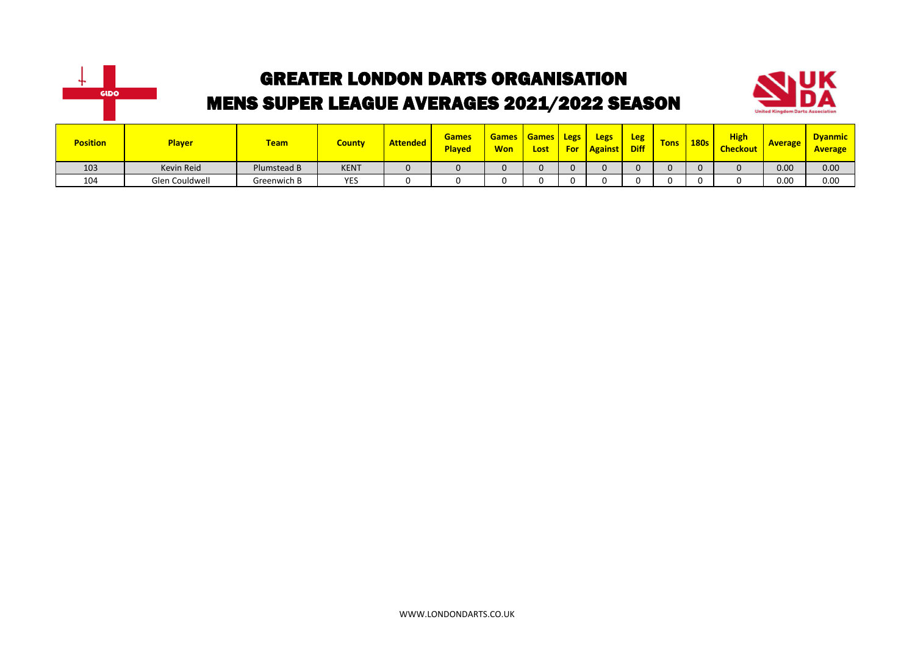# GREATER LONDON DARTS ORGANISATION

## MENS SUPER LEAGUE AVERAGES 2021/2022 SEASON

| Position | Player | Team | County | Attended | Games Played | Games Won | Games Lost | Legs For | Legs Against | Leg Diff | Tons | 180s | High Checkout | Average | Dyanmic Average |
|---|---|---|---|---|---|---|---|---|---|---|---|---|---|---|---|
| 103 | Kevin Reid | Plumstead B | KENT | 0 | 0 | 0 | 0 | 0 | 0 | 0 | 0 | 0 | 0 | 0.00 | 0.00 |
| 104 | Glen Couldwell | Greenwich B | YES | 0 | 0 | 0 | 0 | 0 | 0 | 0 | 0 | 0 | 0 | 0.00 | 0.00 |

WWW.LONDONDARTS.CO.UK